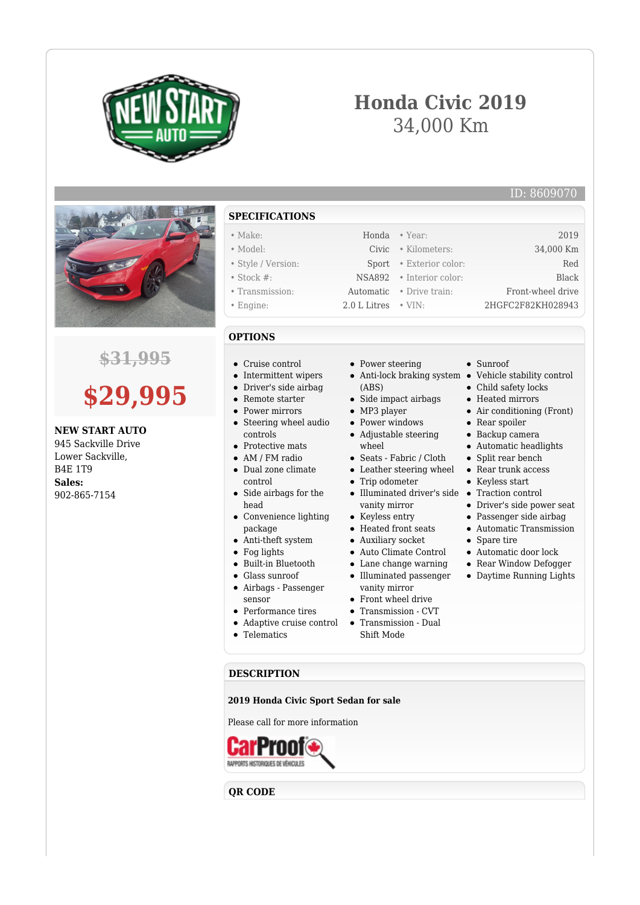# Honda Civic 2019

34,000 Km

ID: 8609070

~~$31,995~~

**$29,995**

**NEW START AUTO**
945 Sackville Drive
Lower Sackville,
B4E 1T9
**Sales:**
902-865-7154

## SPECIFICATIONS

| | | | |
|---|---|---|---|
| • Make: | Honda | • Year: | 2019 |
| • Model: | Civic | • Kilometers: | 34,000 Km |
| • Style / Version: | Sport | • Exterior color: | Red |
| • Stock #: | NSA892 | • Interior color: | Black |
| • Transmission: | Automatic | • Drive train: | Front-wheel drive |
| • Engine: | 2.0 L Litres | • VIN: | 2HGFC2F82KH028943 |

## OPTIONS

- Cruise control
- Intermittent wipers
- Driver's side airbag
- Remote starter
- Power mirrors
- Steering wheel audio controls
- Protective mats
- AM / FM radio
- Dual zone climate control
- Side airbags for the head
- Convenience lighting package
- Anti-theft system
- Fog lights
- Built-in Bluetooth
- Glass sunroof
- Airbags - Passenger sensor
- Performance tires
- Adaptive cruise control
- Telematics
- Power steering
- Anti-lock braking system (ABS)
- Side impact airbags
- MP3 player
- Power windows
- Adjustable steering wheel
- Seats - Fabric / Cloth
- Leather steering wheel
- Trip odometer
- Illuminated driver's side vanity mirror
- Keyless entry
- Heated front seats
- Auxiliary socket
- Auto Climate Control
- Lane change warning
- Illuminated passenger vanity mirror
- Front wheel drive
- Transmission - CVT
- Transmission - Dual Shift Mode
- Sunroof
- Vehicle stability control
- Child safety locks
- Heated mirrors
- Air conditioning (Front)
- Rear spoiler
- Backup camera
- Automatic headlights
- Split rear bench
- Rear trunk access
- Keyless start
- Traction control
- Driver's side power seat
- Passenger side airbag
- Automatic Transmission
- Spare tire
- Automatic door lock
- Rear Window Defogger
- Daytime Running Lights

## DESCRIPTION

**2019 Honda Civic Sport Sedan for sale**

Please call for more information

## QR CODE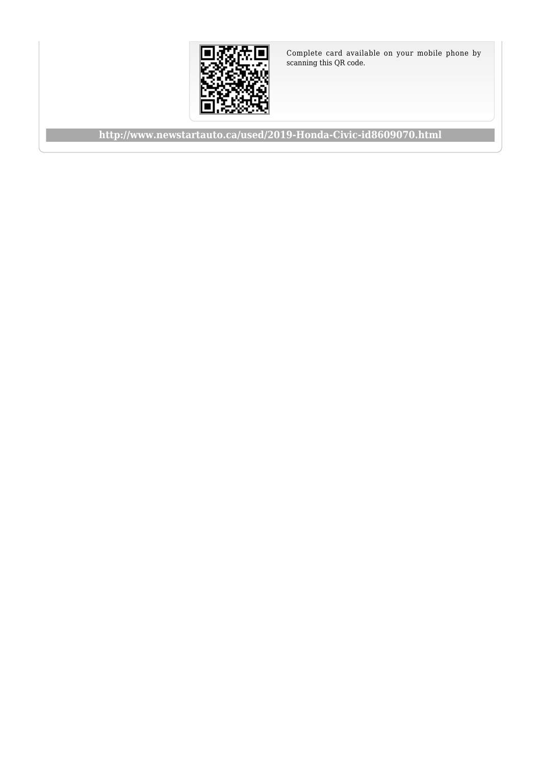Complete card available on your mobile phone by scanning this QR code.

**http://www.newstartauto.ca/used/2019-Honda-Civic-id8609070.html**